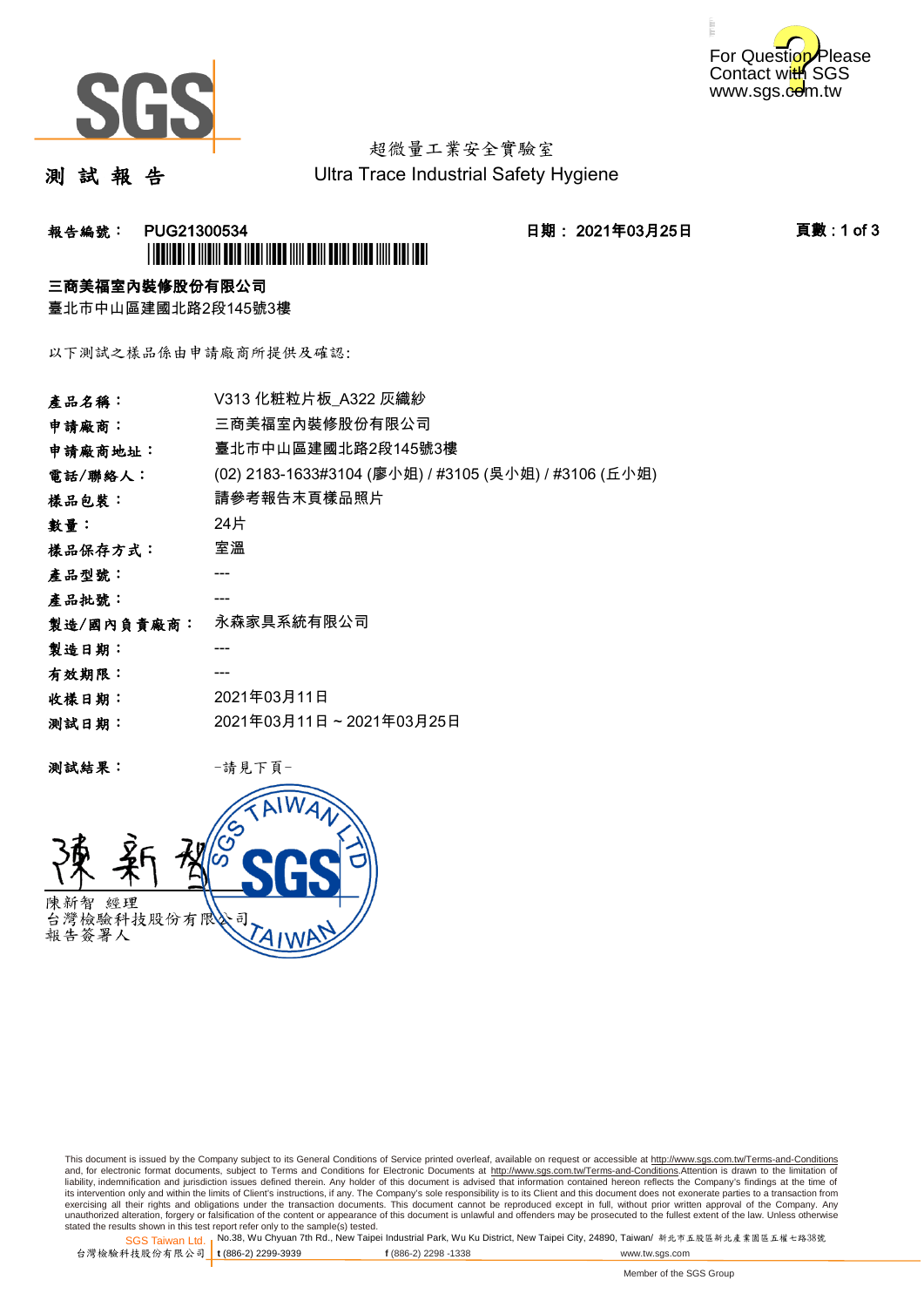For Question Please Contact with SGS www.sgs.com.tw

超微量工業安全實驗室
Ultra Trace Industrial Safety Hygiene

# 測 試 報 告

**報告編號： PUG21300534**

**日期： 2021年03月25日**

**三商美福室內裝修股份有限公司**
臺北市中山區建國北路2段145號3樓

以下測試之樣品係由申請廠商所提供及確認:

| | |
|---|---|
| **產品名稱：** | V313 化粧粒片板_A322 灰纖紗 |
| **申請廠商：** | 三商美福室內裝修股份有限公司 |
| **申請廠商地址：** | 臺北市中山區建國北路2段145號3樓 |
| **電話/聯絡人：** | (02) 2183-1633#3104 (廖小姐) / #3105 (吳小姐) / #3106 (丘小姐) |
| **樣品包裝：** | 請參考報告末頁樣品照片 |
| **數量：** | 24片 |
| **樣品保存方式：** | 室溫 |
| **產品型號：** | --- |
| **產品批號：** | --- |
| **製造/國內負責廠商：** | 永森家具系統有限公司 |
| **製造日期：** | --- |
| **有效期限：** | --- |
| **收樣日期：** | 2021年03月11日 |
| **測試日期：** | 2021年03月11日 ~ 2021年03月25日 |

**測試結果：** -請見下頁-

陳新智 經理
台灣檢驗科技股份有限公司
報告簽署人

This document is issued by the Company subject to its General Conditions of Service printed overleaf, available on request or accessible at http://www.sgs.com.tw/Terms-and-Conditions and, for electronic format documents, subject to Terms and Conditions for Electronic Documents at http://www.sgs.com.tw/Terms-and-Conditions.Attention is drawn to the limitation of liability, indemnification and jurisdiction issues defined therein. Any holder of this document is advised that information contained hereon reflects the Company's findings at the time of its intervention only and within the limits of Client's instructions, if any. The Company's sole responsibility is to its Client and this document does not exonerate parties to a transaction from exercising all their rights and obligations under the transaction documents. This document cannot be reproduced except in full, without prior written approval of the Company. Any unauthorized alteration, forgery or falsification of the content or appearance of this document is unlawful and offenders may be prosecuted to the fullest extent of the law. Unless otherwise stated the results shown in this test report refer only to the sample(s) tested.

SGS Taiwan Ltd. 台灣檢驗科技股份有限公司 | No.38, Wu Chyuan 7th Rd., New Taipei Industrial Park, Wu Ku District, New Taipei City, 24890, Taiwan/ 新北市五股區新北產業園區五權七路38號
t (886-2) 2299-3939 f (886-2) 2298 -1338 www.tw.sgs.com

Member of the SGS Group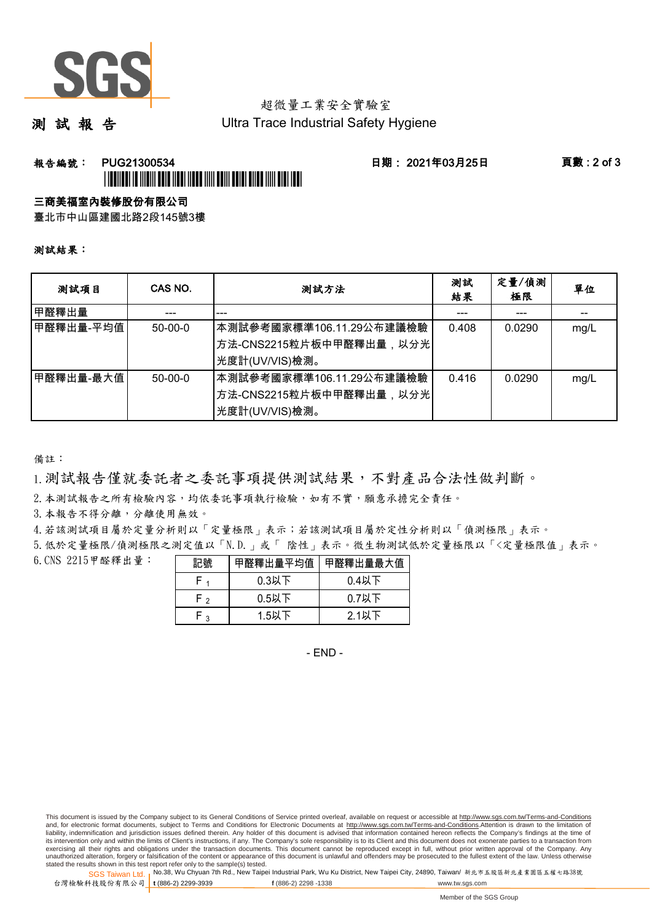測 試 報 告

超微量工業安全實驗室
Ultra Trace Industrial Safety Hygiene

報告編號： PUG21300534　　日期： 2021年03月25日

**三商美福室內裝修股份有限公司**
臺北市中山區建國北路2段145號3樓

**測試結果：**

| 測試項目 | CAS NO. | 測試方法 | 測試結果 | 定量/偵測極限 | 單位 |
|---|---|---|---|---|---|
| 甲醛釋出量 | --- | --- | --- | --- | -- |
| 甲醛釋出量-平均值 | 50-00-0 | 本測試參考國家標準106.11.29公布建議檢驗方法-CNS2215粒片板中甲醛釋出量，以分光光度計(UV/VIS)檢測。 | 0.408 | 0.0290 | mg/L |
| 甲醛釋出量-最大值 | 50-00-0 | 本測試參考國家標準106.11.29公布建議檢驗方法-CNS2215粒片板中甲醛釋出量，以分光光度計(UV/VIS)檢測。 | 0.416 | 0.0290 | mg/L |

備註：

1. 測試報告僅就委託者之委託事項提供測試結果，不對產品合法性做判斷。
2. 本測試報告之所有檢驗內容，均依委託事項執行檢驗，如有不實，願意承擔完全責任。
3. 本報告不得分離，分離使用無效。
4. 若該測試項目屬於定量分析則以「定量極限」表示；若該測試項目屬於定性分析則以「偵測極限」表示。
5. 低於定量極限/偵測極限之測定值以「N.D.」或「 陰性」表示。微生物測試低於定量極限以「<定量極限值」表示。
6. CNS 2215甲醛釋出量：

| 記號 | 甲醛釋出量平均值 | 甲醛釋出量最大值 |
|---|---|---|
| $F_1$ | 0.3以下 | 0.4以下 |
| $F_2$ | 0.5以下 | 0.7以下 |
| $F_3$ | 1.5以下 | 2.1以下 |

- END -

This document is issued by the Company subject to its General Conditions of Service printed overleaf, available on request or accessible at http://www.sgs.com.tw/Terms-and-Conditions and, for electronic format documents, subject to Terms and Conditions for Electronic Documents at http://www.sgs.com.tw/Terms-and-Conditions.Attention is drawn to the limitation of liability, indemnification and jurisdiction issues defined therein. Any holder of this document is advised that information contained hereon reflects the Company's findings at the time of its intervention only and within the limits of Client's instructions, if any. The Company's sole responsibility is to its Client and this document does not exonerate parties to a transaction from exercising all their rights and obligations under the transaction documents. This document cannot be reproduced except in full, without prior written approval of the Company. Any unauthorized alteration, forgery or falsification of the content or appearance of this document is unlawful and offenders may be prosecuted to the fullest extent of the law. Unless otherwise stated the results shown in this test report refer only to the sample(s) tested.

SGS Taiwan Ltd. 台灣檢驗科技股份有限公司 | No.38, Wu Chyuan 7th Rd., New Taipei Industrial Park, Wu Ku District, New Taipei City, 24890, Taiwan/ 新北市五股區新北產業園區五權七路38號 | t (886-2) 2299-3939 f (886-2) 2298 -1338 www.tw.sgs.com

Member of the SGS Group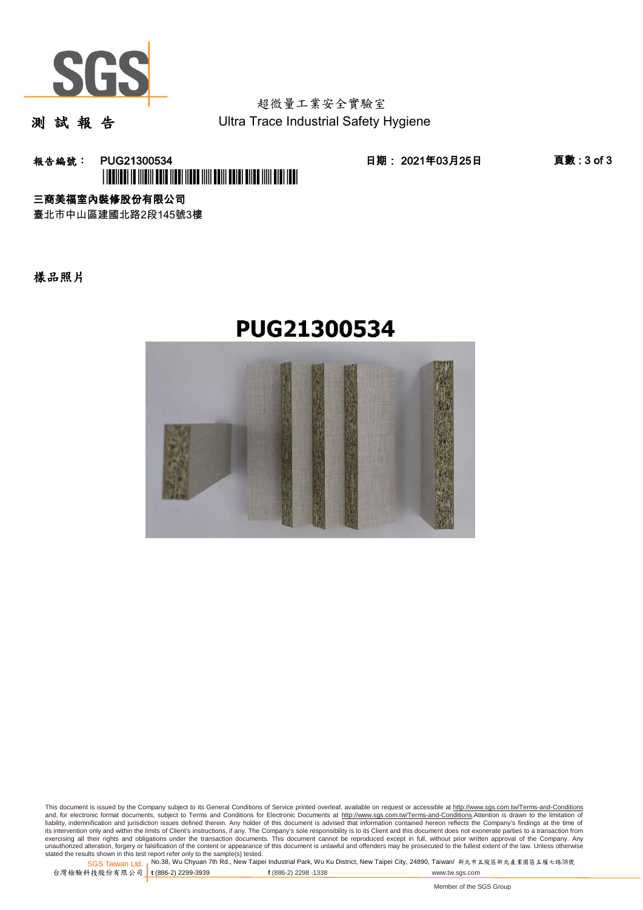超微量工業安全實驗室

# 測 試 報 告

Ultra Trace Industrial Safety Hygiene

報告編號： PUG21300534　　日期： 2021年03月25日

**三商美福室內裝修股份有限公司**

臺北市中山區建國北路2段145號3樓

## 樣品照片

PUG21300534

This document is issued by the Company subject to its General Conditions of Service printed overleaf, available on request or accessible at http://www.sgs.com.tw/Terms-and-Conditions and, for electronic format documents, subject to Terms and Conditions for Electronic Documents at http://www.sgs.com.tw/Terms-and-Conditions.Attention is drawn to the limitation of liability, indemnification and jurisdiction issues defined therein. Any holder of this document is advised that information contained hereon reflects the Company's findings at the time of its intervention only and within the limits of Client's instructions, if any. The Company's sole responsibility is to its Client and this document does not exonerate parties to a transaction from exercising all their rights and obligations under the transaction documents. This document cannot be reproduced except in full, without prior written approval of the Company. Any unauthorized alteration, forgery or falsification of the content or appearance of this document is unlawful and offenders may be prosecuted to the fullest extent of the law. Unless otherwise stated the results shown in this test report refer only to the sample(s) tested.

SGS Taiwan Ltd. 台灣檢驗科技股份有限公司 | No.38, Wu Chyuan 7th Rd., New Taipei Industrial Park, Wu Ku District, New Taipei City, 24890, Taiwan/ 新北市五股區新北產業園區五權七路38號 | t (886-2) 2299-3939 f (886-2) 2298 -1338 www.tw.sgs.com

Member of the SGS Group